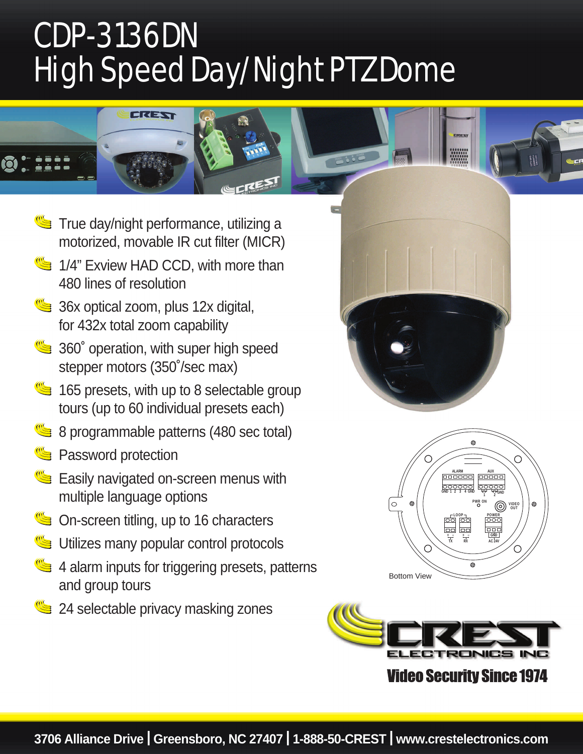# CDP-3136DN
# High Speed Day/Night PTZ Dome

- True day/night performance, utilizing a motorized, movable IR cut filter (MICR)
- 1/4" Exview HAD CCD, with more than 480 lines of resolution
- 36x optical zoom, plus 12x digital, for 432x total zoom capability
- 360˚ operation, with super high speed stepper motors (350˚/sec max)
- 165 presets, with up to 8 selectable group tours (up to 60 individual presets each)
- 8 programmable patterns (480 sec total)
- Password protection
- Easily navigated on-screen menus with multiple language options
- On-screen titling, up to 16 characters
- Utilizes many popular control protocols
- 4 alarm inputs for triggering presets, patterns and group tours
- 24 selectable privacy masking zones

Bottom View

CREST ELECTRONICS INC

Video Security Since 1974

3706 Alliance Drive | Greensboro, NC 27407 | 1-888-50-CREST | www.crestelectronics.com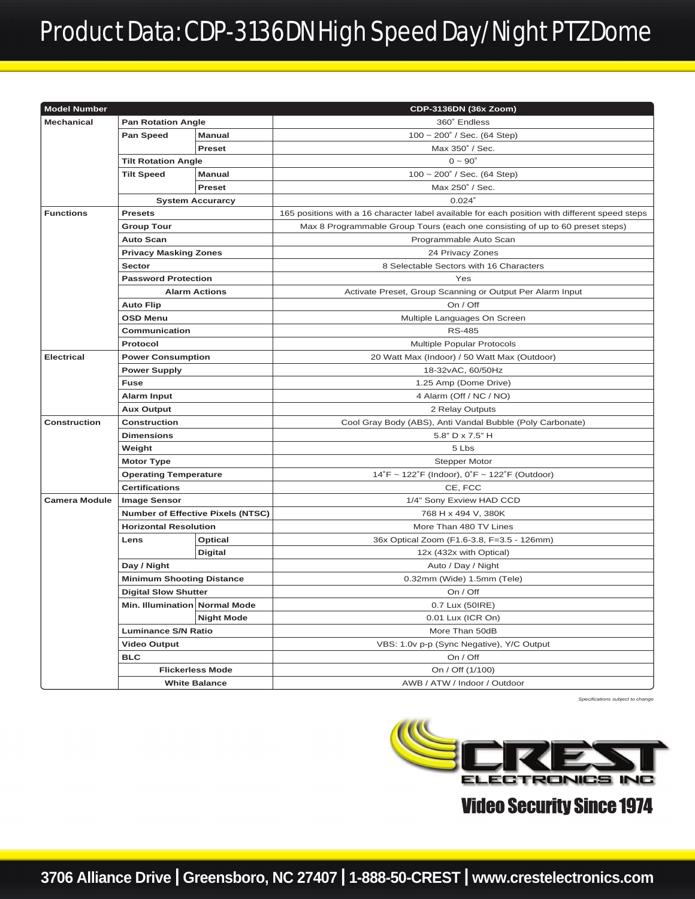# Product Data: CDP-3136DN High Speed Day/Night PTZ Dome

| Model Number | | | CDP-3136DN (36x Zoom) |
|---|---|---|---|
| Mechanical | Pan Rotation Angle | | 360˚ Endless |
| | Pan Speed | Manual | 100 ~ 200˚ / Sec. (64 Step) |
| | | Preset | Max 350˚ / Sec. |
| | Tilt Rotation Angle | | 0 ~ 90˚ |
| | Tilt Speed | Manual | 100 ~ 200˚ / Sec. (64 Step) |
| | | Preset | Max 250˚ / Sec. |
| | System Accurarcy | | 0.024˚ |
| Functions | Presets | | 165 positions with a 16 character label available for each position with different speed steps |
| | Group Tour | | Max 8 Programmable Group Tours (each one consisting of up to 60 preset steps) |
| | Auto Scan | | Programmable Auto Scan |
| | Privacy Masking Zones | | 24 Privacy Zones |
| | Sector | | 8 Selectable Sectors with 16 Characters |
| | Password Protection | | Yes |
| | Alarm Actions | | Activate Preset, Group Scanning or Output Per Alarm Input |
| | Auto Flip | | On / Off |
| | OSD Menu | | Multiple Languages On Screen |
| | Communication | | RS-485 |
| | Protocol | | Multiple Popular Protocols |
| Electrical | Power Consumption | | 20 Watt Max (Indoor) / 50 Watt Max (Outdoor) |
| | Power Supply | | 18-32vAC, 60/50Hz |
| | Fuse | | 1.25 Amp (Dome Drive) |
| | Alarm Input | | 4 Alarm (Off / NC / NO) |
| | Aux Output | | 2 Relay Outputs |
| Construction | Construction | | Cool Gray Body (ABS), Anti Vandal Bubble (Poly Carbonate) |
| | Dimensions | | 5.8" D x 7.5" H |
| | Weight | | 5 Lbs |
| | Motor Type | | Stepper Motor |
| | Operating Temperature | | 14˚F ~ 122˚F (Indoor), 0˚F ~ 122˚F (Outdoor) |
| | Certifications | | CE, FCC |
| Camera Module | Image Sensor | | 1/4" Sony Exview HAD CCD |
| | Number of Effective Pixels (NTSC) | | 768 H x 494 V, 380K |
| | Horizontal Resolution | | More Than 480 TV Lines |
| | Lens | Optical | 36x Optical Zoom (F1.6-3.8, F=3.5 - 126mm) |
| | | Digital | 12x (432x with Optical) |
| | Day / Night | | Auto / Day / Night |
| | Minimum Shooting Distance | | 0.32mm (Wide) 1.5mm (Tele) |
| | Digital Slow Shutter | | On / Off |
| | Min. Illumination | Normal Mode | 0.7 Lux (50IRE) |
| | | Night Mode | 0.01 Lux (ICR On) |
| | Luminance S/N Ratio | | More Than 50dB |
| | Video Output | | VBS: 1.0v p-p (Sync Negative), Y/C Output |
| | BLC | | On / Off |
| | Flickerless Mode | | On / Off (1/100) |
| | White Balance | | AWB / ATW / Indoor / Outdoor |

*Specifications subject to change*

CREST ELECTRONICS INC

Video Security Since 1974

3706 Alliance Drive | Greensboro, NC 27407 | 1-888-50-CREST | www.crestelectronics.com